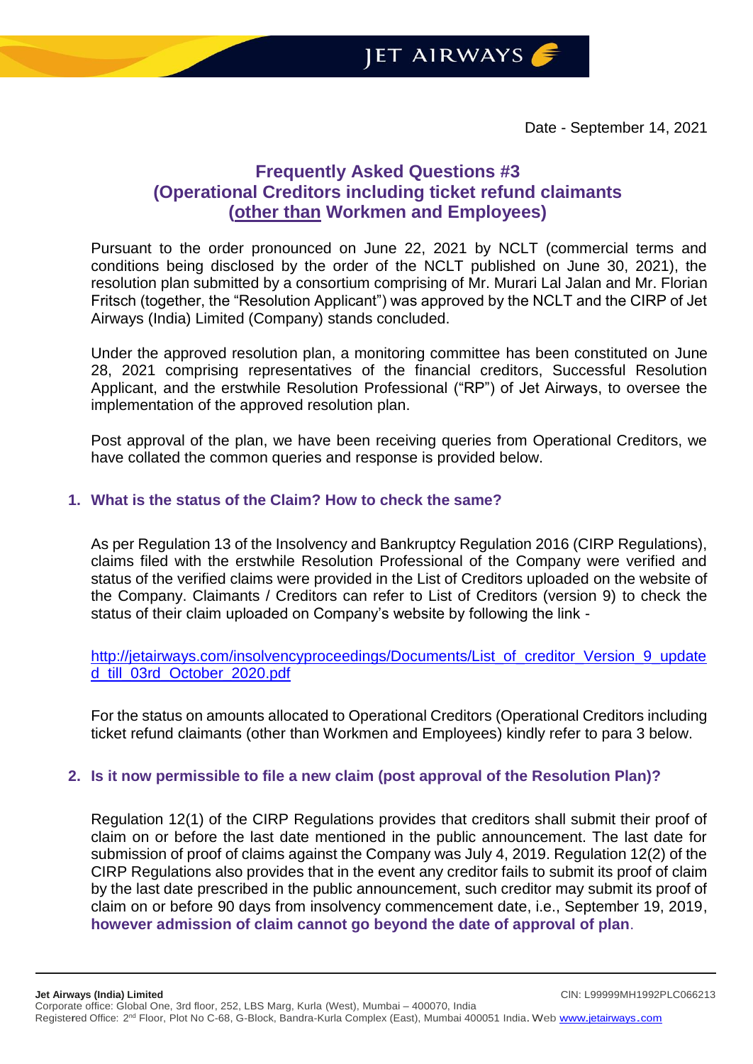Date - September 14, 2021

# Frequently Asked Questions #3
## (Operational Creditors including ticket refund claimants (other than Workmen and Employees)

Pursuant to the order pronounced on June 22, 2021 by NCLT (commercial terms and conditions being disclosed by the order of the NCLT published on June 30, 2021), the resolution plan submitted by a consortium comprising of Mr. Murari Lal Jalan and Mr. Florian Fritsch (together, the "Resolution Applicant") was approved by the NCLT and the CIRP of Jet Airways (India) Limited (Company) stands concluded.

Under the approved resolution plan, a monitoring committee has been constituted on June 28, 2021 comprising representatives of the financial creditors, Successful Resolution Applicant, and the erstwhile Resolution Professional ("RP") of Jet Airways, to oversee the implementation of the approved resolution plan.

Post approval of the plan, we have been receiving queries from Operational Creditors, we have collated the common queries and response is provided below.

### 1. What is the status of the Claim? How to check the same?

As per Regulation 13 of the Insolvency and Bankruptcy Regulation 2016 (CIRP Regulations), claims filed with the erstwhile Resolution Professional of the Company were verified and status of the verified claims were provided in the List of Creditors uploaded on the website of the Company. Claimants / Creditors can refer to List of Creditors (version 9) to check the status of their claim uploaded on Company's website by following the link -

http://jetairways.com/insolvencyproceedings/Documents/List_of_creditor_Version_9_updated_till_03rd_October_2020.pdf

For the status on amounts allocated to Operational Creditors (Operational Creditors including ticket refund claimants (other than Workmen and Employees) kindly refer to para 3 below.

### 2. Is it now permissible to file a new claim (post approval of the Resolution Plan)?

Regulation 12(1) of the CIRP Regulations provides that creditors shall submit their proof of claim on or before the last date mentioned in the public announcement. The last date for submission of proof of claims against the Company was July 4, 2019. Regulation 12(2) of the CIRP Regulations also provides that in the event any creditor fails to submit its proof of claim by the last date prescribed in the public announcement, such creditor may submit its proof of claim on or before 90 days from insolvency commencement date, i.e., September 19, 2019, **however admission of claim cannot go beyond the date of approval of plan**.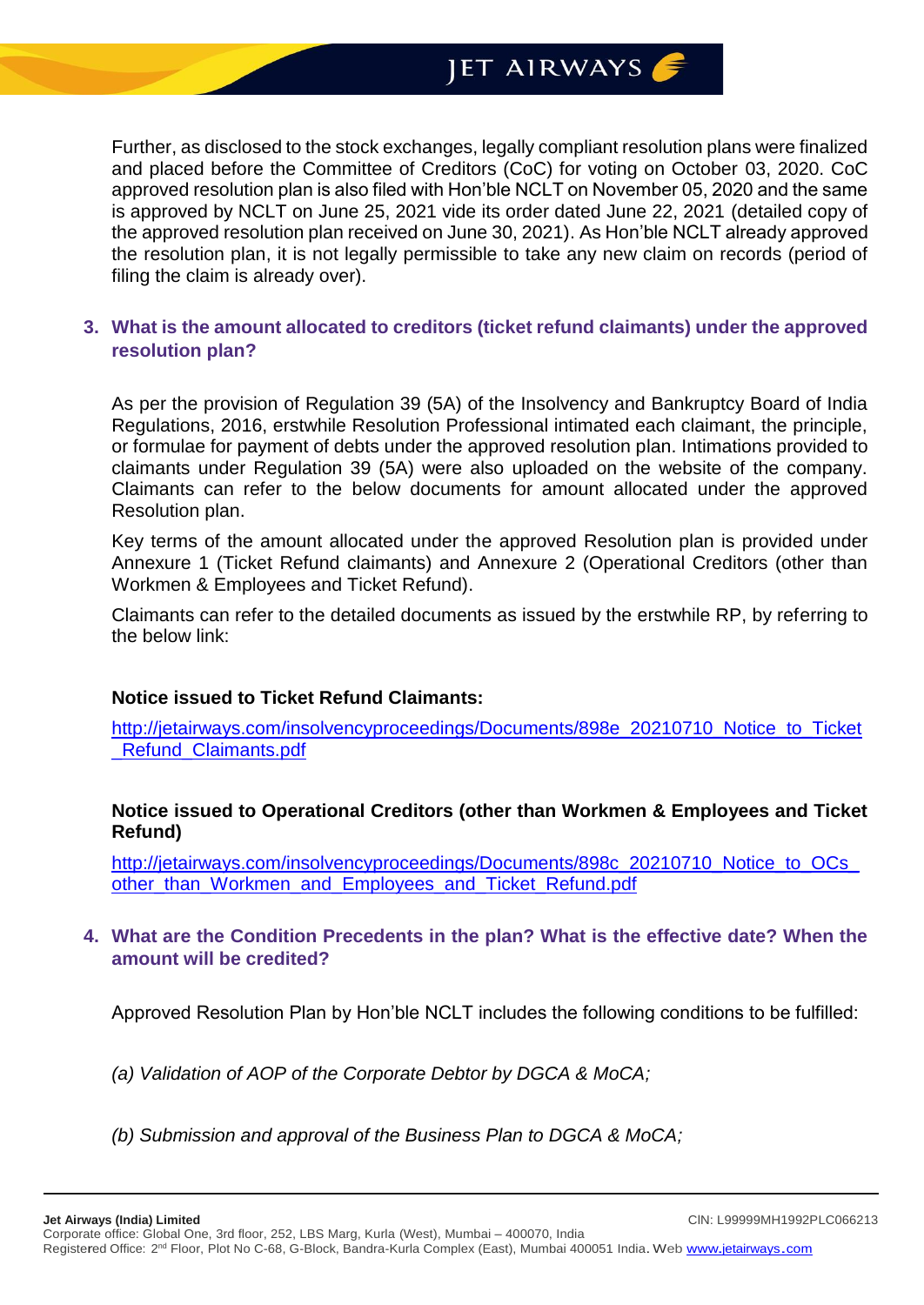Further, as disclosed to the stock exchanges, legally compliant resolution plans were finalized and placed before the Committee of Creditors (CoC) for voting on October 03, 2020. CoC approved resolution plan is also filed with Hon'ble NCLT on November 05, 2020 and the same is approved by NCLT on June 25, 2021 vide its order dated June 22, 2021 (detailed copy of the approved resolution plan received on June 30, 2021). As Hon'ble NCLT already approved the resolution plan, it is not legally permissible to take any new claim on records (period of filing the claim is already over).

### 3. What is the amount allocated to creditors (ticket refund claimants) under the approved resolution plan?

As per the provision of Regulation 39 (5A) of the Insolvency and Bankruptcy Board of India Regulations, 2016, erstwhile Resolution Professional intimated each claimant, the principle, or formulae for payment of debts under the approved resolution plan. Intimations provided to claimants under Regulation 39 (5A) were also uploaded on the website of the company. Claimants can refer to the below documents for amount allocated under the approved Resolution plan.

Key terms of the amount allocated under the approved Resolution plan is provided under Annexure 1 (Ticket Refund claimants) and Annexure 2 (Operational Creditors (other than Workmen & Employees and Ticket Refund).

Claimants can refer to the detailed documents as issued by the erstwhile RP, by referring to the below link:

**Notice issued to Ticket Refund Claimants:**

http://jetairways.com/insolvencyproceedings/Documents/898e_20210710_Notice_to_Ticket_Refund_Claimants.pdf

**Notice issued to Operational Creditors (other than Workmen & Employees and Ticket Refund)**

http://jetairways.com/insolvencyproceedings/Documents/898c_20210710_Notice_to_OCs_other_than_Workmen_and_Employees_and_Ticket_Refund.pdf

### 4. What are the Condition Precedents in the plan? What is the effective date? When the amount will be credited?

Approved Resolution Plan by Hon'ble NCLT includes the following conditions to be fulfilled:

*(a) Validation of AOP of the Corporate Debtor by DGCA & MoCA;*

*(b) Submission and approval of the Business Plan to DGCA & MoCA;*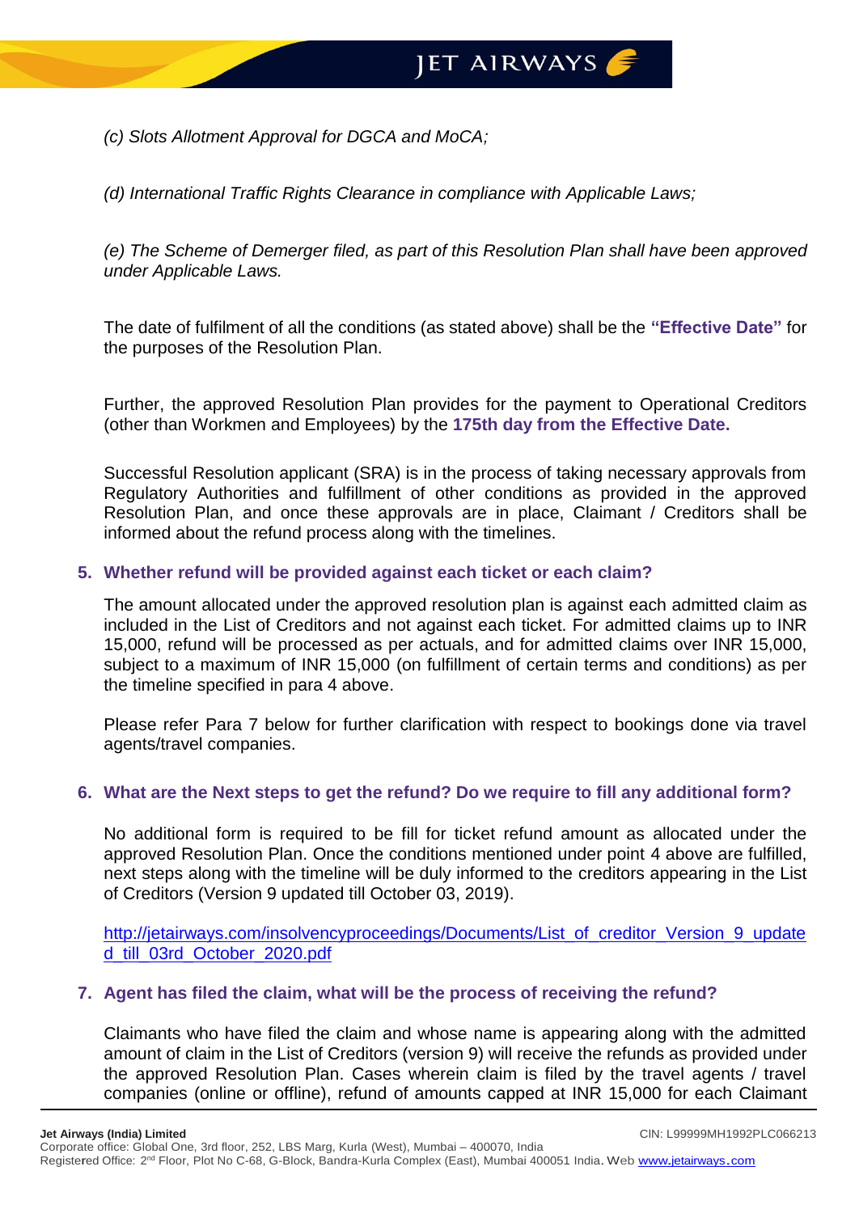*(c) Slots Allotment Approval for DGCA and MoCA;*

*(d) International Traffic Rights Clearance in compliance with Applicable Laws;*

*(e) The Scheme of Demerger filed, as part of this Resolution Plan shall have been approved under Applicable Laws.*

The date of fulfilment of all the conditions (as stated above) shall be the **"Effective Date"** for the purposes of the Resolution Plan.

Further, the approved Resolution Plan provides for the payment to Operational Creditors (other than Workmen and Employees) by the **175th day from the Effective Date.**

Successful Resolution applicant (SRA) is in the process of taking necessary approvals from Regulatory Authorities and fulfillment of other conditions as provided in the approved Resolution Plan, and once these approvals are in place, Claimant / Creditors shall be informed about the refund process along with the timelines.

### 5. Whether refund will be provided against each ticket or each claim?

The amount allocated under the approved resolution plan is against each admitted claim as included in the List of Creditors and not against each ticket. For admitted claims up to INR 15,000, refund will be processed as per actuals, and for admitted claims over INR 15,000, subject to a maximum of INR 15,000 (on fulfillment of certain terms and conditions) as per the timeline specified in para 4 above.

Please refer Para 7 below for further clarification with respect to bookings done via travel agents/travel companies.

### 6. What are the Next steps to get the refund? Do we require to fill any additional form?

No additional form is required to be fill for ticket refund amount as allocated under the approved Resolution Plan. Once the conditions mentioned under point 4 above are fulfilled, next steps along with the timeline will be duly informed to the creditors appearing in the List of Creditors (Version 9 updated till October 03, 2019).

[http://jetairways.com/insolvencyproceedings/Documents/List_of_creditor_Version_9_updated_till_03rd_October_2020.pdf](http://jetairways.com/insolvencyproceedings/Documents/List_of_creditor_Version_9_updated_till_03rd_October_2020.pdf)

### 7. Agent has filed the claim, what will be the process of receiving the refund?

Claimants who have filed the claim and whose name is appearing along with the admitted amount of claim in the List of Creditors (version 9) will receive the refunds as provided under the approved Resolution Plan. Cases wherein claim is filed by the travel agents / travel companies (online or offline), refund of amounts capped at INR 15,000 for each Claimant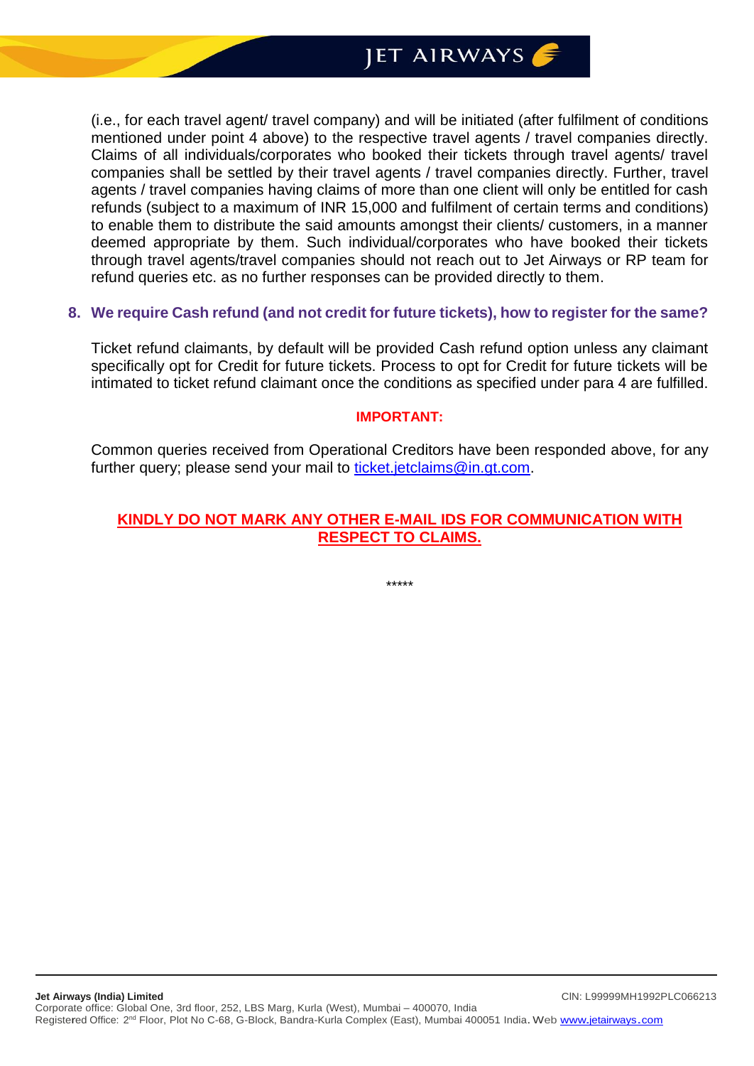(i.e., for each travel agent/ travel company) and will be initiated (after fulfilment of conditions mentioned under point 4 above) to the respective travel agents / travel companies directly. Claims of all individuals/corporates who booked their tickets through travel agents/ travel companies shall be settled by their travel agents / travel companies directly. Further, travel agents / travel companies having claims of more than one client will only be entitled for cash refunds (subject to a maximum of INR 15,000 and fulfilment of certain terms and conditions) to enable them to distribute the said amounts amongst their clients/ customers, in a manner deemed appropriate by them. Such individual/corporates who have booked their tickets through travel agents/travel companies should not reach out to Jet Airways or RP team for refund queries etc. as no further responses can be provided directly to them.

**8. We require Cash refund (and not credit for future tickets), how to register for the same?**

Ticket refund claimants, by default will be provided Cash refund option unless any claimant specifically opt for Credit for future tickets. Process to opt for Credit for future tickets will be intimated to ticket refund claimant once the conditions as specified under para 4 are fulfilled.

**IMPORTANT:**

Common queries received from Operational Creditors have been responded above, for any further query; please send your mail to ticket.jetclaims@in.gt.com.

**KINDLY DO NOT MARK ANY OTHER E-MAIL IDS FOR COMMUNICATION WITH RESPECT TO CLAIMS.**

*****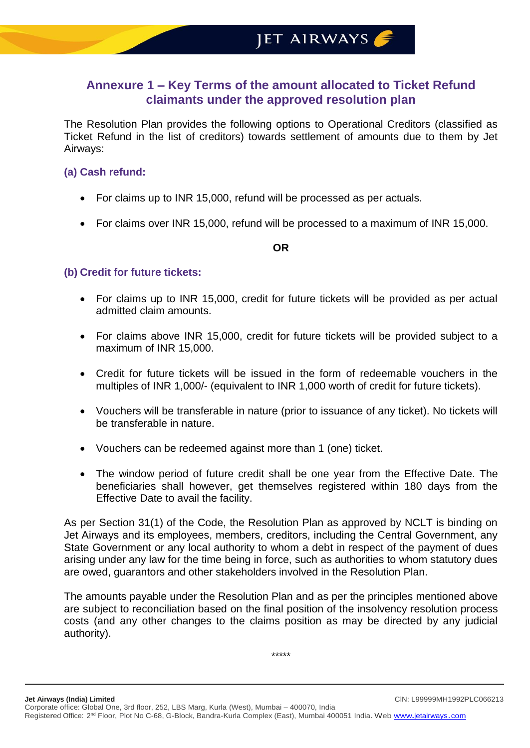## Annexure 1 – Key Terms of the amount allocated to Ticket Refund claimants under the approved resolution plan

The Resolution Plan provides the following options to Operational Creditors (classified as Ticket Refund in the list of creditors) towards settlement of amounts due to them by Jet Airways:

### (a) Cash refund:

- For claims up to INR 15,000, refund will be processed as per actuals.
- For claims over INR 15,000, refund will be processed to a maximum of INR 15,000.

**OR**

### (b) Credit for future tickets:

- For claims up to INR 15,000, credit for future tickets will be provided as per actual admitted claim amounts.
- For claims above INR 15,000, credit for future tickets will be provided subject to a maximum of INR 15,000.
- Credit for future tickets will be issued in the form of redeemable vouchers in the multiples of INR 1,000/- (equivalent to INR 1,000 worth of credit for future tickets).
- Vouchers will be transferable in nature (prior to issuance of any ticket). No tickets will be transferable in nature.
- Vouchers can be redeemed against more than 1 (one) ticket.
- The window period of future credit shall be one year from the Effective Date. The beneficiaries shall however, get themselves registered within 180 days from the Effective Date to avail the facility.

As per Section 31(1) of the Code, the Resolution Plan as approved by NCLT is binding on Jet Airways and its employees, members, creditors, including the Central Government, any State Government or any local authority to whom a debt in respect of the payment of dues arising under any law for the time being in force, such as authorities to whom statutory dues are owed, guarantors and other stakeholders involved in the Resolution Plan.

The amounts payable under the Resolution Plan and as per the principles mentioned above are subject to reconciliation based on the final position of the insolvency resolution process costs (and any other changes to the claims position as may be directed by any judicial authority).

*****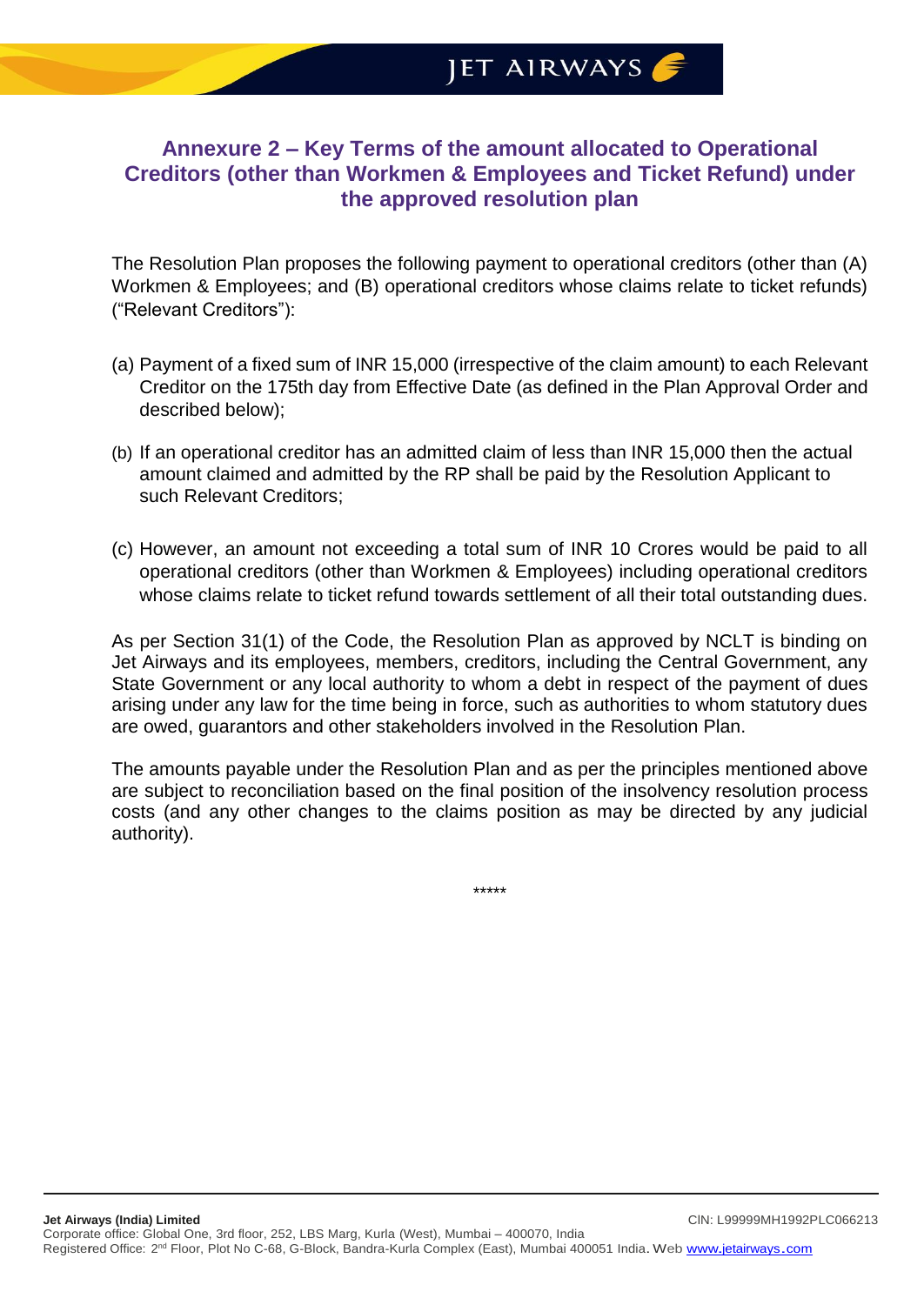## Annexure 2 – Key Terms of the amount allocated to Operational Creditors (other than Workmen & Employees and Ticket Refund) under the approved resolution plan

The Resolution Plan proposes the following payment to operational creditors (other than (A) Workmen & Employees; and (B) operational creditors whose claims relate to ticket refunds) ("Relevant Creditors"):

(a) Payment of a fixed sum of INR 15,000 (irrespective of the claim amount) to each Relevant Creditor on the 175th day from Effective Date (as defined in the Plan Approval Order and described below);

(b) If an operational creditor has an admitted claim of less than INR 15,000 then the actual amount claimed and admitted by the RP shall be paid by the Resolution Applicant to such Relevant Creditors;

(c) However, an amount not exceeding a total sum of INR 10 Crores would be paid to all operational creditors (other than Workmen & Employees) including operational creditors whose claims relate to ticket refund towards settlement of all their total outstanding dues.

As per Section 31(1) of the Code, the Resolution Plan as approved by NCLT is binding on Jet Airways and its employees, members, creditors, including the Central Government, any State Government or any local authority to whom a debt in respect of the payment of dues arising under any law for the time being in force, such as authorities to whom statutory dues are owed, guarantors and other stakeholders involved in the Resolution Plan.

The amounts payable under the Resolution Plan and as per the principles mentioned above are subject to reconciliation based on the final position of the insolvency resolution process costs (and any other changes to the claims position as may be directed by any judicial authority).

*****